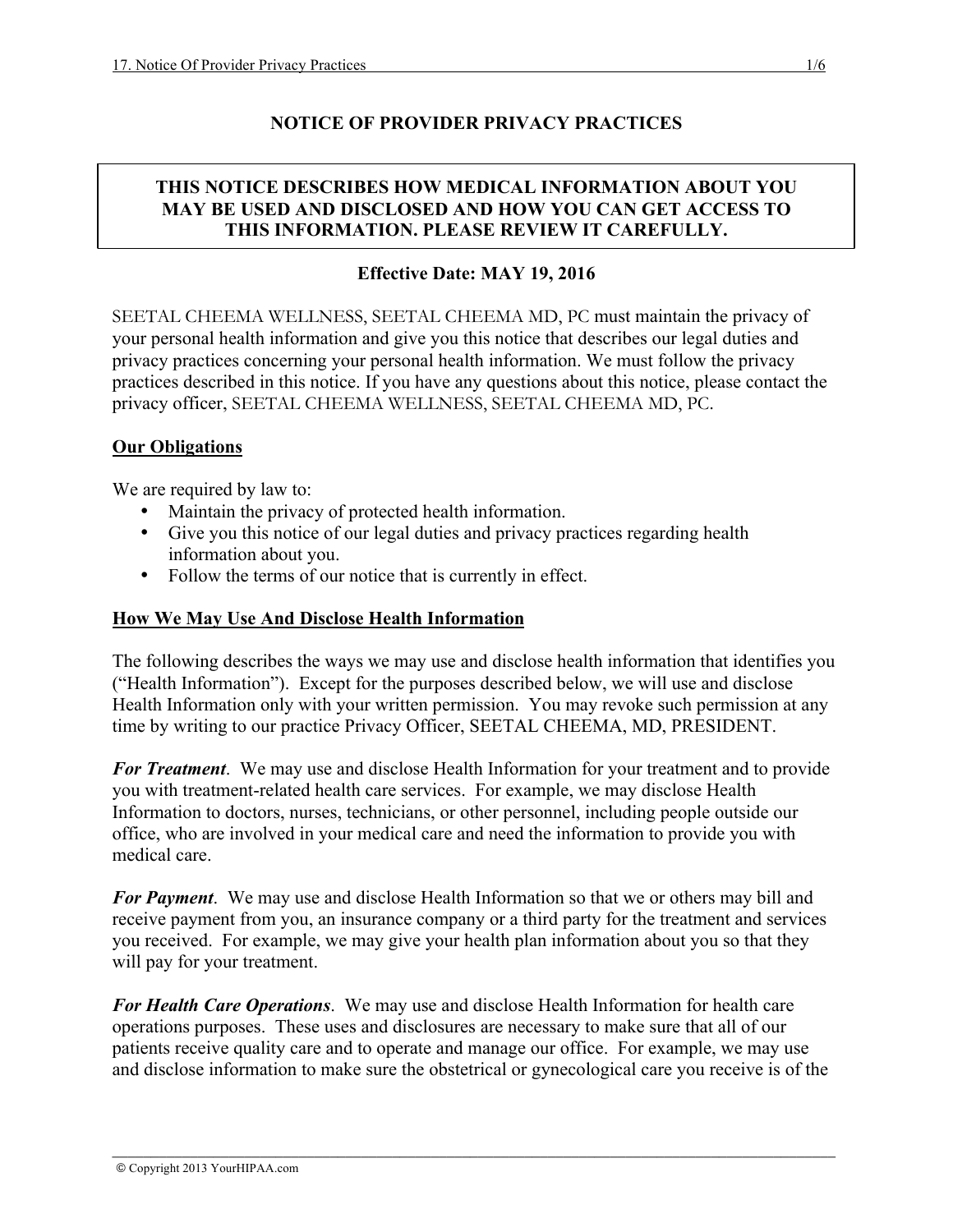# NOTICE OF PROVIDER PRIVACY PRACTICES

**THIS NOTICE DESCRIBES HOW MEDICAL INFORMATION ABOUT YOU MAY BE USED AND DISCLOSED AND HOW YOU CAN GET ACCESS TO THIS INFORMATION. PLEASE REVIEW IT CAREFULLY.**

**Effective Date: MAY 19, 2016**

SEETAL CHEEMA WELLNESS, SEETAL CHEEMA MD, PC must maintain the privacy of your personal health information and give you this notice that describes our legal duties and privacy practices concerning your personal health information. We must follow the privacy practices described in this notice. If you have any questions about this notice, please contact the privacy officer, SEETAL CHEEMA WELLNESS, SEETAL CHEEMA MD, PC.

## Our Obligations

We are required by law to:

- Maintain the privacy of protected health information.
- Give you this notice of our legal duties and privacy practices regarding health information about you.
- Follow the terms of our notice that is currently in effect.

## How We May Use And Disclose Health Information

The following describes the ways we may use and disclose health information that identifies you ("Health Information"). Except for the purposes described below, we will use and disclose Health Information only with your written permission. You may revoke such permission at any time by writing to our practice Privacy Officer, SEETAL CHEEMA, MD, PRESIDENT.

***For Treatment***. We may use and disclose Health Information for your treatment and to provide you with treatment-related health care services. For example, we may disclose Health Information to doctors, nurses, technicians, or other personnel, including people outside our office, who are involved in your medical care and need the information to provide you with medical care.

***For Payment***. We may use and disclose Health Information so that we or others may bill and receive payment from you, an insurance company or a third party for the treatment and services you received. For example, we may give your health plan information about you so that they will pay for your treatment.

***For Health Care Operations***. We may use and disclose Health Information for health care operations purposes. These uses and disclosures are necessary to make sure that all of our patients receive quality care and to operate and manage our office. For example, we may use and disclose information to make sure the obstetrical or gynecological care you receive is of the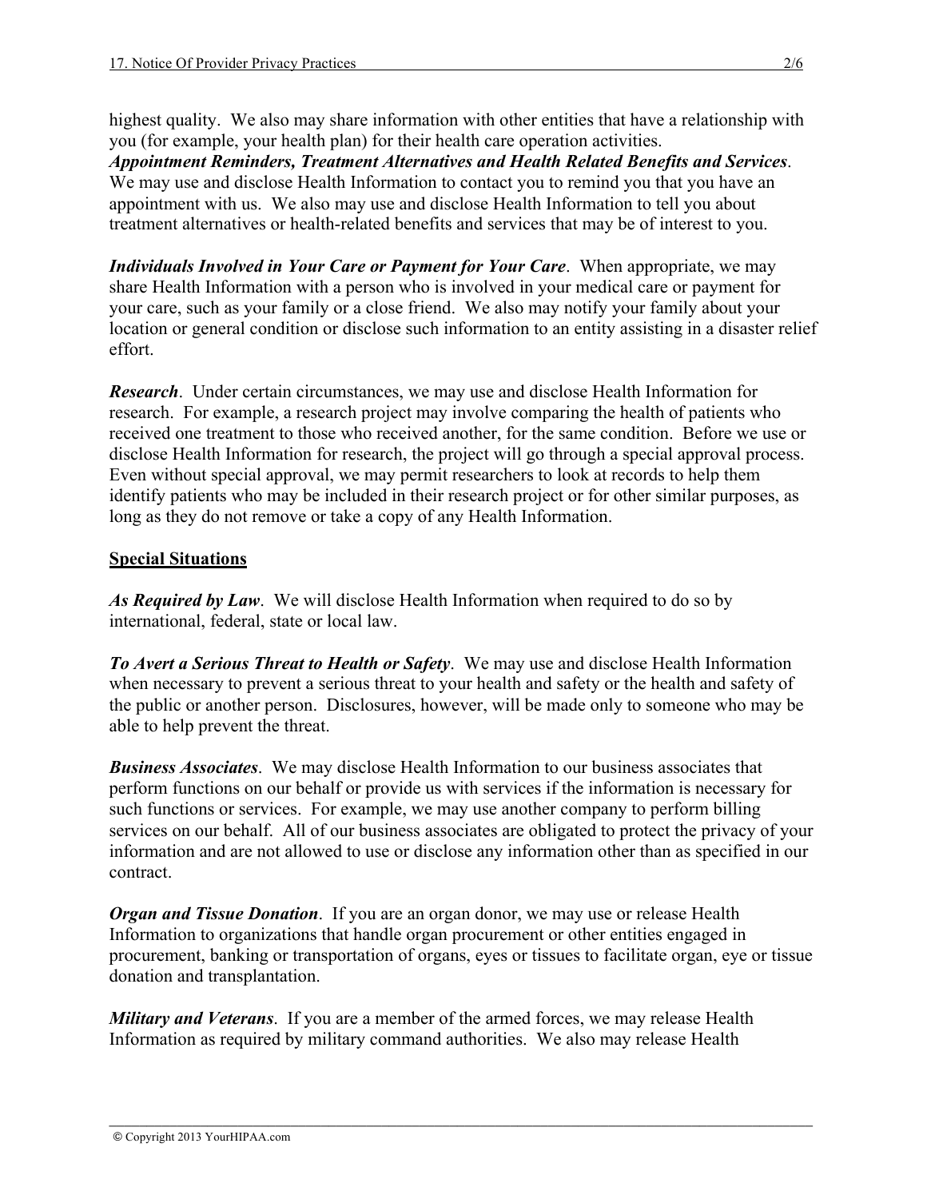highest quality. We also may share information with other entities that have a relationship with you (for example, your health plan) for their health care operation activities.

***Appointment Reminders, Treatment Alternatives and Health Related Benefits and Services***. We may use and disclose Health Information to contact you to remind you that you have an appointment with us. We also may use and disclose Health Information to tell you about treatment alternatives or health-related benefits and services that may be of interest to you.

***Individuals Involved in Your Care or Payment for Your Care***. When appropriate, we may share Health Information with a person who is involved in your medical care or payment for your care, such as your family or a close friend. We also may notify your family about your location or general condition or disclose such information to an entity assisting in a disaster relief effort.

***Research***. Under certain circumstances, we may use and disclose Health Information for research. For example, a research project may involve comparing the health of patients who received one treatment to those who received another, for the same condition. Before we use or disclose Health Information for research, the project will go through a special approval process. Even without special approval, we may permit researchers to look at records to help them identify patients who may be included in their research project or for other similar purposes, as long as they do not remove or take a copy of any Health Information.

## Special Situations

***As Required by Law***. We will disclose Health Information when required to do so by international, federal, state or local law.

***To Avert a Serious Threat to Health or Safety***. We may use and disclose Health Information when necessary to prevent a serious threat to your health and safety or the health and safety of the public or another person. Disclosures, however, will be made only to someone who may be able to help prevent the threat.

***Business Associates***. We may disclose Health Information to our business associates that perform functions on our behalf or provide us with services if the information is necessary for such functions or services. For example, we may use another company to perform billing services on our behalf. All of our business associates are obligated to protect the privacy of your information and are not allowed to use or disclose any information other than as specified in our contract.

***Organ and Tissue Donation***. If you are an organ donor, we may use or release Health Information to organizations that handle organ procurement or other entities engaged in procurement, banking or transportation of organs, eyes or tissues to facilitate organ, eye or tissue donation and transplantation.

***Military and Veterans***. If you are a member of the armed forces, we may release Health Information as required by military command authorities. We also may release Health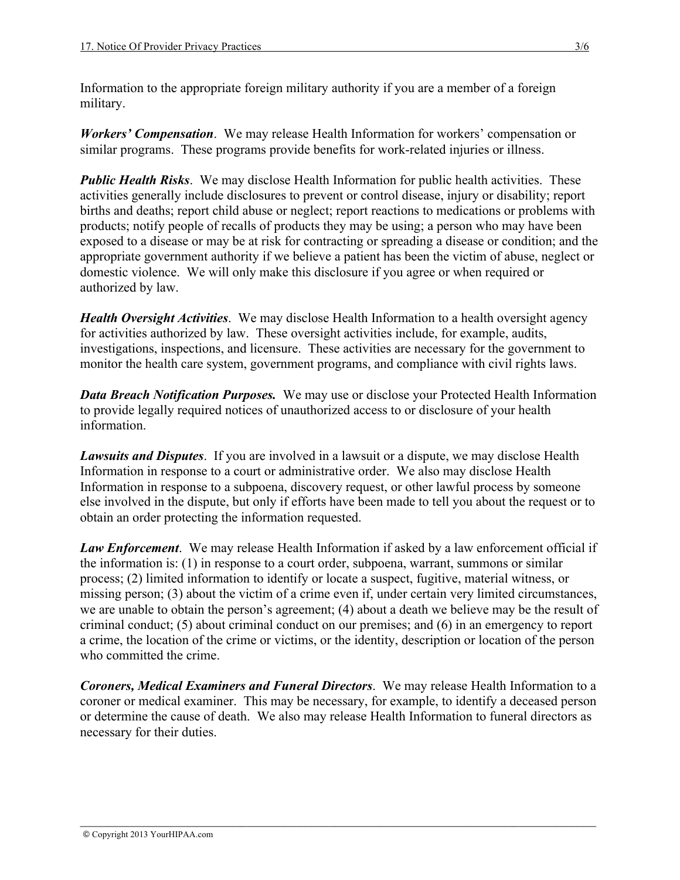Information to the appropriate foreign military authority if you are a member of a foreign military.

***Workers' Compensation***. We may release Health Information for workers' compensation or similar programs. These programs provide benefits for work-related injuries or illness.

***Public Health Risks***. We may disclose Health Information for public health activities. These activities generally include disclosures to prevent or control disease, injury or disability; report births and deaths; report child abuse or neglect; report reactions to medications or problems with products; notify people of recalls of products they may be using; a person who may have been exposed to a disease or may be at risk for contracting or spreading a disease or condition; and the appropriate government authority if we believe a patient has been the victim of abuse, neglect or domestic violence. We will only make this disclosure if you agree or when required or authorized by law.

***Health Oversight Activities***. We may disclose Health Information to a health oversight agency for activities authorized by law. These oversight activities include, for example, audits, investigations, inspections, and licensure. These activities are necessary for the government to monitor the health care system, government programs, and compliance with civil rights laws.

***Data Breach Notification Purposes.*** We may use or disclose your Protected Health Information to provide legally required notices of unauthorized access to or disclosure of your health information.

***Lawsuits and Disputes***. If you are involved in a lawsuit or a dispute, we may disclose Health Information in response to a court or administrative order. We also may disclose Health Information in response to a subpoena, discovery request, or other lawful process by someone else involved in the dispute, but only if efforts have been made to tell you about the request or to obtain an order protecting the information requested.

***Law Enforcement***. We may release Health Information if asked by a law enforcement official if the information is: (1) in response to a court order, subpoena, warrant, summons or similar process; (2) limited information to identify or locate a suspect, fugitive, material witness, or missing person; (3) about the victim of a crime even if, under certain very limited circumstances, we are unable to obtain the person's agreement; (4) about a death we believe may be the result of criminal conduct; (5) about criminal conduct on our premises; and (6) in an emergency to report a crime, the location of the crime or victims, or the identity, description or location of the person who committed the crime.

***Coroners, Medical Examiners and Funeral Directors***. We may release Health Information to a coroner or medical examiner. This may be necessary, for example, to identify a deceased person or determine the cause of death. We also may release Health Information to funeral directors as necessary for their duties.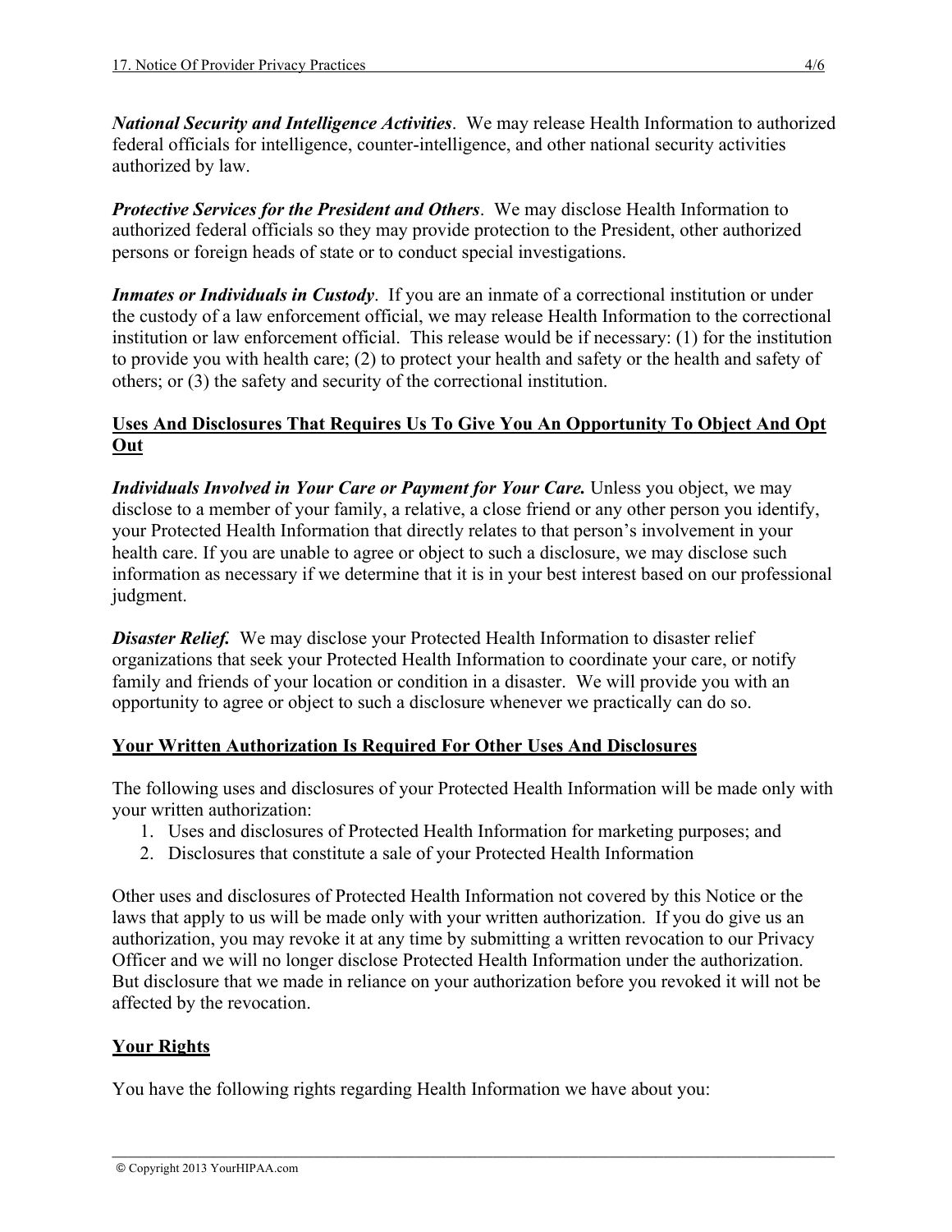***National Security and Intelligence Activities***. We may release Health Information to authorized federal officials for intelligence, counter-intelligence, and other national security activities authorized by law.

***Protective Services for the President and Others***. We may disclose Health Information to authorized federal officials so they may provide protection to the President, other authorized persons or foreign heads of state or to conduct special investigations.

***Inmates or Individuals in Custody***. If you are an inmate of a correctional institution or under the custody of a law enforcement official, we may release Health Information to the correctional institution or law enforcement official. This release would be if necessary: (1) for the institution to provide you with health care; (2) to protect your health and safety or the health and safety of others; or (3) the safety and security of the correctional institution.

**Uses And Disclosures That Requires Us To Give You An Opportunity To Object And Opt Out**

***Individuals Involved in Your Care or Payment for Your Care.*** Unless you object, we may disclose to a member of your family, a relative, a close friend or any other person you identify, your Protected Health Information that directly relates to that person's involvement in your health care. If you are unable to agree or object to such a disclosure, we may disclose such information as necessary if we determine that it is in your best interest based on our professional judgment.

***Disaster Relief.*** We may disclose your Protected Health Information to disaster relief organizations that seek your Protected Health Information to coordinate your care, or notify family and friends of your location or condition in a disaster. We will provide you with an opportunity to agree or object to such a disclosure whenever we practically can do so.

**Your Written Authorization Is Required For Other Uses And Disclosures**

The following uses and disclosures of your Protected Health Information will be made only with your written authorization:

1. Uses and disclosures of Protected Health Information for marketing purposes; and
2. Disclosures that constitute a sale of your Protected Health Information

Other uses and disclosures of Protected Health Information not covered by this Notice or the laws that apply to us will be made only with your written authorization. If you do give us an authorization, you may revoke it at any time by submitting a written revocation to our Privacy Officer and we will no longer disclose Protected Health Information under the authorization. But disclosure that we made in reliance on your authorization before you revoked it will not be affected by the revocation.

**Your Rights**

You have the following rights regarding Health Information we have about you: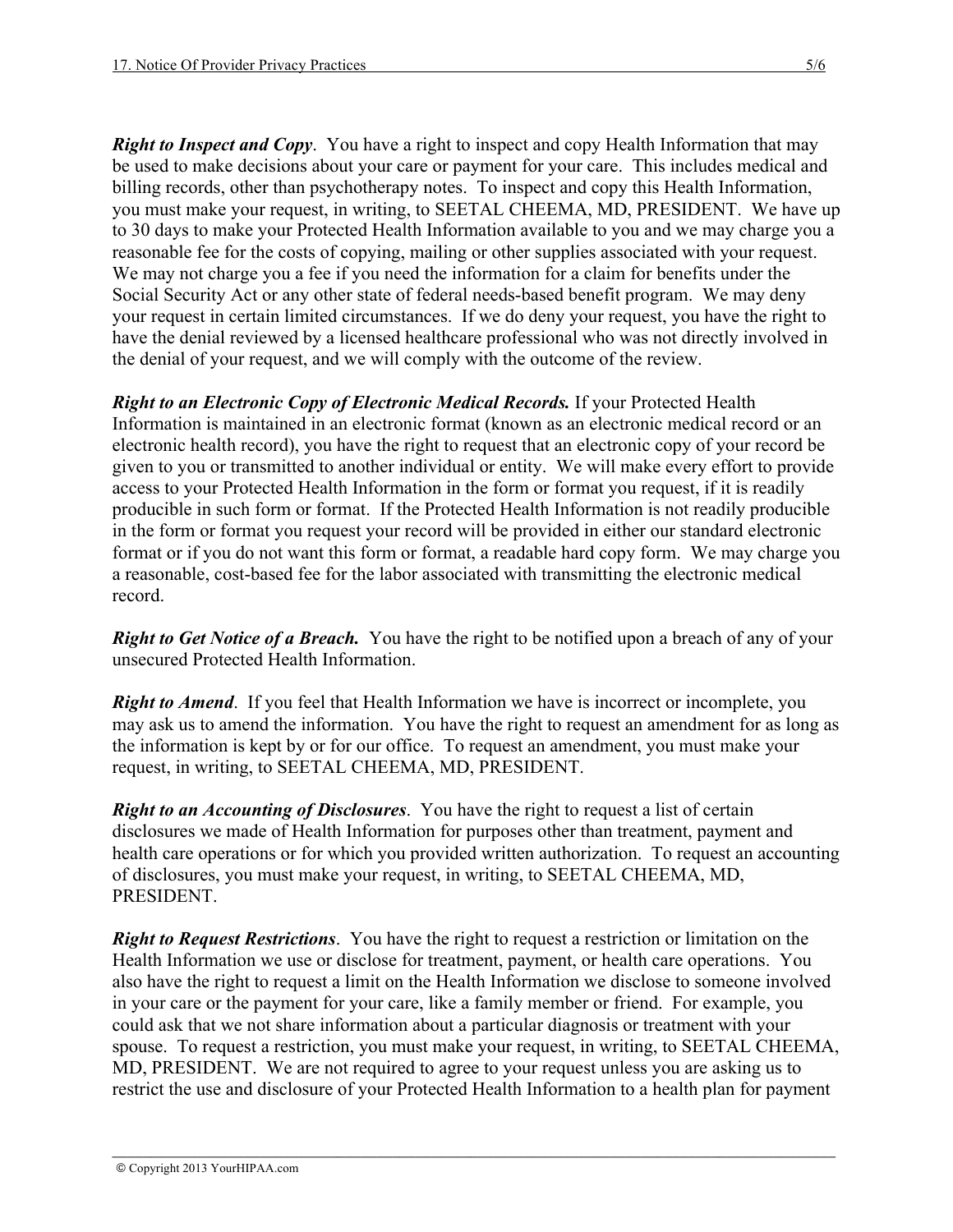***Right to Inspect and Copy***. You have a right to inspect and copy Health Information that may be used to make decisions about your care or payment for your care. This includes medical and billing records, other than psychotherapy notes. To inspect and copy this Health Information, you must make your request, in writing, to SEETAL CHEEMA, MD, PRESIDENT. We have up to 30 days to make your Protected Health Information available to you and we may charge you a reasonable fee for the costs of copying, mailing or other supplies associated with your request. We may not charge you a fee if you need the information for a claim for benefits under the Social Security Act or any other state of federal needs-based benefit program. We may deny your request in certain limited circumstances. If we do deny your request, you have the right to have the denial reviewed by a licensed healthcare professional who was not directly involved in the denial of your request, and we will comply with the outcome of the review.

***Right to an Electronic Copy of Electronic Medical Records.*** If your Protected Health Information is maintained in an electronic format (known as an electronic medical record or an electronic health record), you have the right to request that an electronic copy of your record be given to you or transmitted to another individual or entity. We will make every effort to provide access to your Protected Health Information in the form or format you request, if it is readily producible in such form or format. If the Protected Health Information is not readily producible in the form or format you request your record will be provided in either our standard electronic format or if you do not want this form or format, a readable hard copy form. We may charge you a reasonable, cost-based fee for the labor associated with transmitting the electronic medical record.

***Right to Get Notice of a Breach.*** You have the right to be notified upon a breach of any of your unsecured Protected Health Information.

***Right to Amend***. If you feel that Health Information we have is incorrect or incomplete, you may ask us to amend the information. You have the right to request an amendment for as long as the information is kept by or for our office. To request an amendment, you must make your request, in writing, to SEETAL CHEEMA, MD, PRESIDENT.

***Right to an Accounting of Disclosures***. You have the right to request a list of certain disclosures we made of Health Information for purposes other than treatment, payment and health care operations or for which you provided written authorization. To request an accounting of disclosures, you must make your request, in writing, to SEETAL CHEEMA, MD, PRESIDENT.

***Right to Request Restrictions***. You have the right to request a restriction or limitation on the Health Information we use or disclose for treatment, payment, or health care operations. You also have the right to request a limit on the Health Information we disclose to someone involved in your care or the payment for your care, like a family member or friend. For example, you could ask that we not share information about a particular diagnosis or treatment with your spouse. To request a restriction, you must make your request, in writing, to SEETAL CHEEMA, MD, PRESIDENT. We are not required to agree to your request unless you are asking us to restrict the use and disclosure of your Protected Health Information to a health plan for payment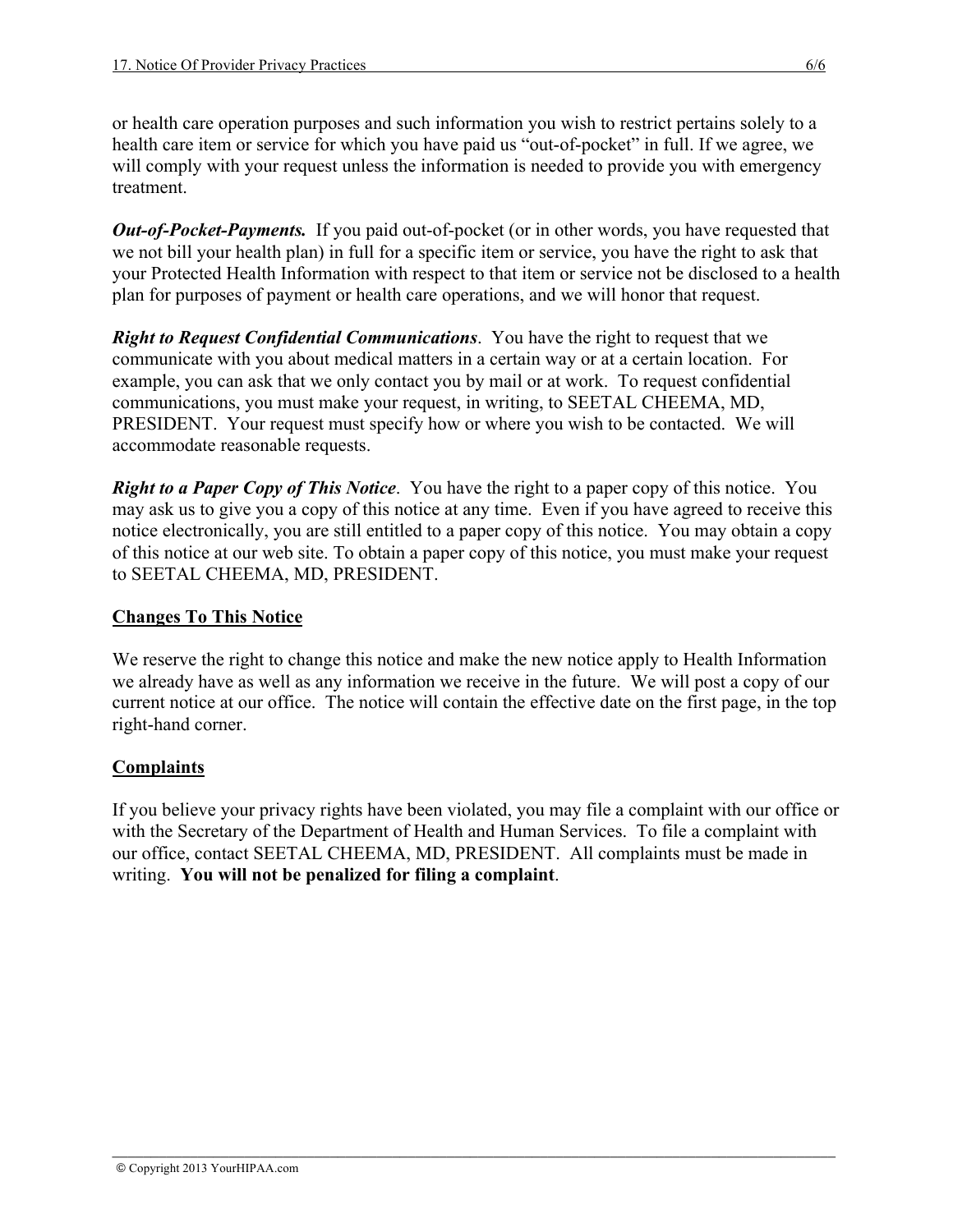or health care operation purposes and such information you wish to restrict pertains solely to a health care item or service for which you have paid us "out-of-pocket" in full. If we agree, we will comply with your request unless the information is needed to provide you with emergency treatment.

***Out-of-Pocket-Payments.*** If you paid out-of-pocket (or in other words, you have requested that we not bill your health plan) in full for a specific item or service, you have the right to ask that your Protected Health Information with respect to that item or service not be disclosed to a health plan for purposes of payment or health care operations, and we will honor that request.

***Right to Request Confidential Communications***. You have the right to request that we communicate with you about medical matters in a certain way or at a certain location. For example, you can ask that we only contact you by mail or at work. To request confidential communications, you must make your request, in writing, to SEETAL CHEEMA, MD, PRESIDENT. Your request must specify how or where you wish to be contacted. We will accommodate reasonable requests.

***Right to a Paper Copy of This Notice***. You have the right to a paper copy of this notice. You may ask us to give you a copy of this notice at any time. Even if you have agreed to receive this notice electronically, you are still entitled to a paper copy of this notice. You may obtain a copy of this notice at our web site. To obtain a paper copy of this notice, you must make your request to SEETAL CHEEMA, MD, PRESIDENT.

## Changes To This Notice

We reserve the right to change this notice and make the new notice apply to Health Information we already have as well as any information we receive in the future. We will post a copy of our current notice at our office. The notice will contain the effective date on the first page, in the top right-hand corner.

## Complaints

If you believe your privacy rights have been violated, you may file a complaint with our office or with the Secretary of the Department of Health and Human Services. To file a complaint with our office, contact SEETAL CHEEMA, MD, PRESIDENT. All complaints must be made in writing. **You will not be penalized for filing a complaint**.